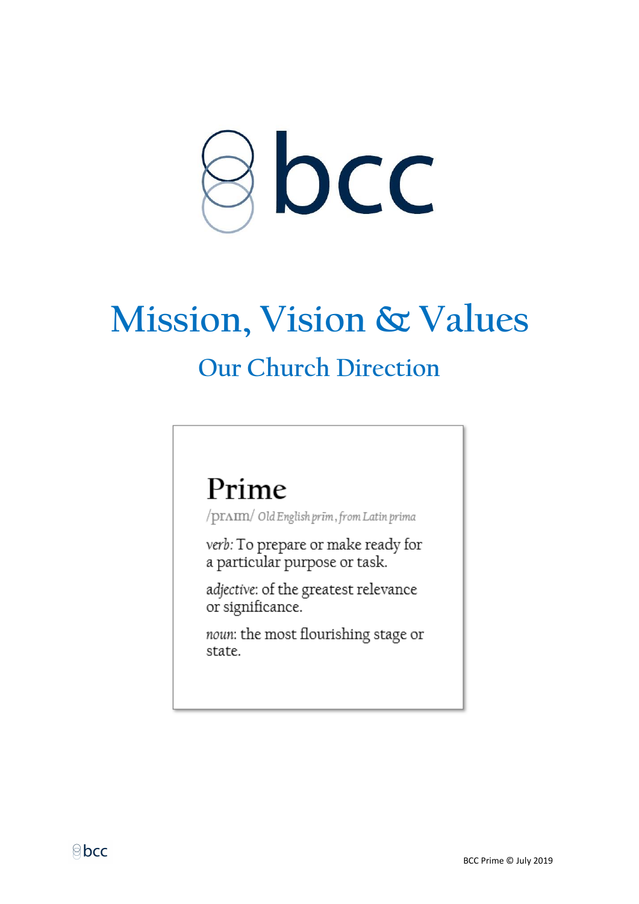bcc

# Mission, Vision & Values

## Our Church Direction

**Prime**

/prʌɪm/ *Old English prīm, from Latin prima*

*verb:* To prepare or make ready for a particular purpose or task.

*adjective*: of the greatest relevance or significance.

*noun*: the most flourishing stage or state.

BCC Prime © July 2019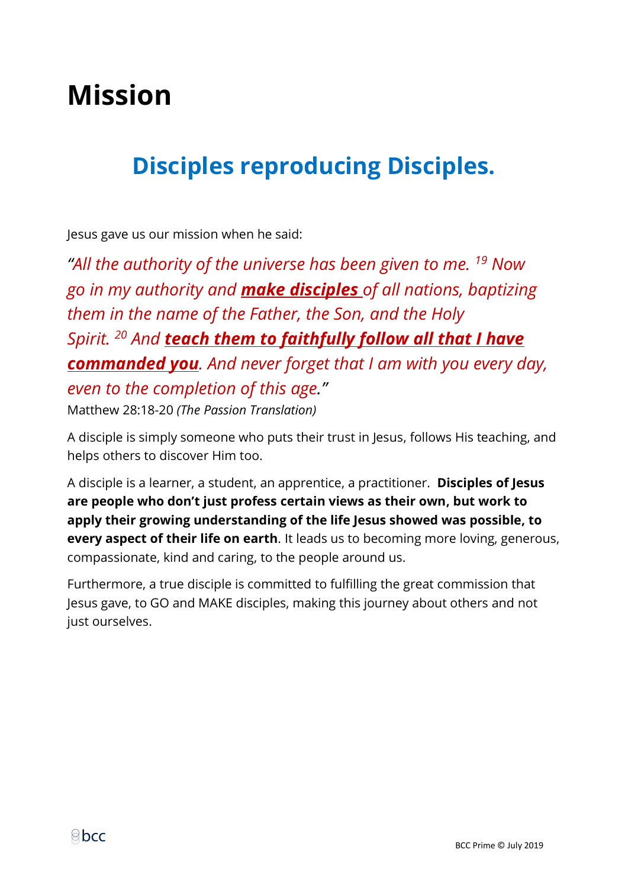# Mission

## Disciples reproducing Disciples.

Jesus gave us our mission when he said:

*"All the authority of the universe has been given to me. [19] Now go in my authority and* ***make disciples*** *of all nations, baptizing them in the name of the Father, the Son, and the Holy Spirit. [20] And* ***teach them to faithfully follow all that I have commanded you****. And never forget that I am with you every day, even to the completion of this age."*

Matthew 28:18-20 *(The Passion Translation)*

A disciple is simply someone who puts their trust in Jesus, follows His teaching, and helps others to discover Him too.

A disciple is a learner, a student, an apprentice, a practitioner. **Disciples of Jesus are people who don't just profess certain views as their own, but work to apply their growing understanding of the life Jesus showed was possible, to every aspect of their life on earth**. It leads us to becoming more loving, generous, compassionate, kind and caring, to the people around us.

Furthermore, a true disciple is committed to fulfilling the great commission that Jesus gave, to GO and MAKE disciples, making this journey about others and not just ourselves.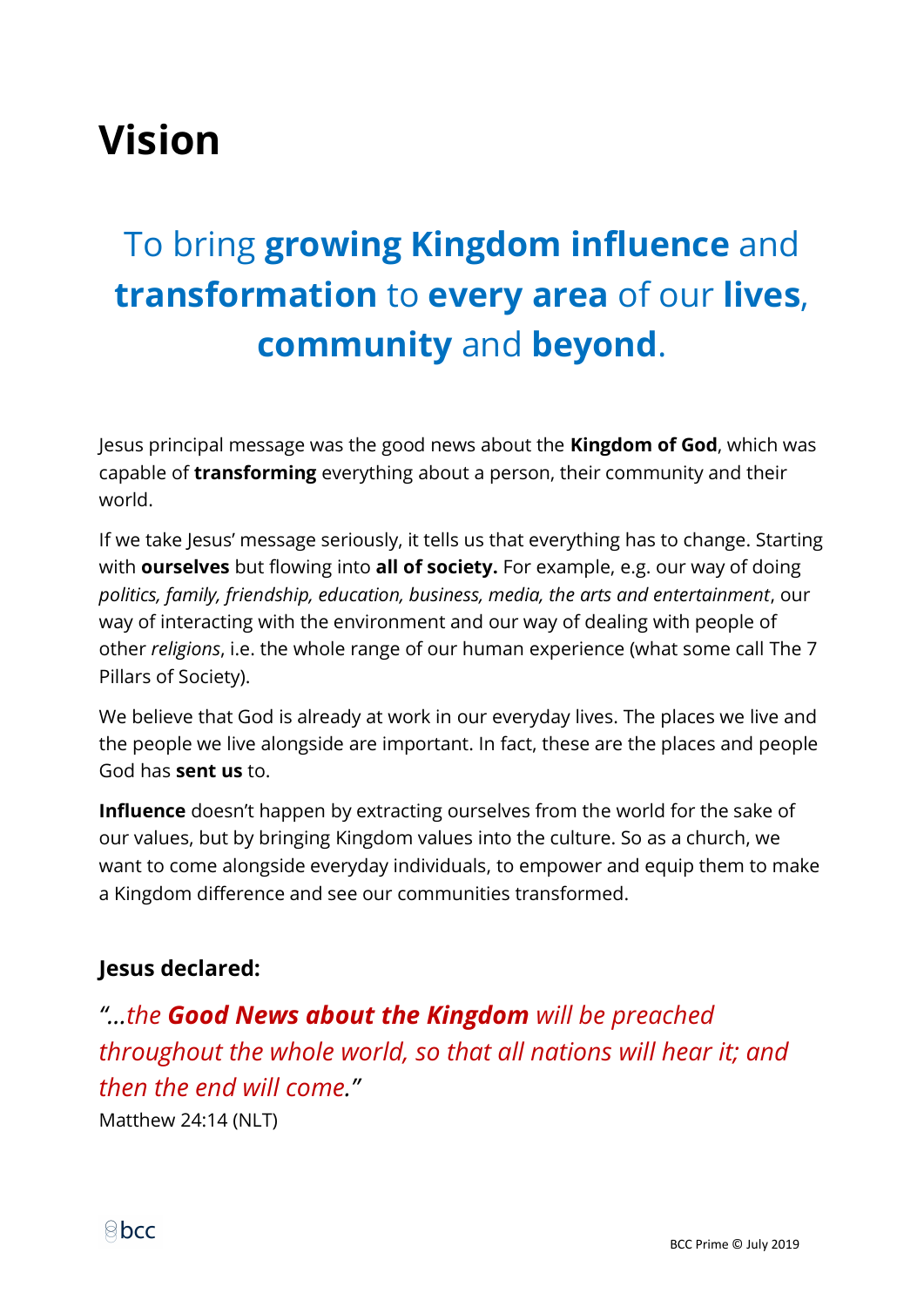# Vision

## To bring **growing Kingdom influence** and **transformation** to **every area** of our **lives**, **community** and **beyond**.

Jesus principal message was the good news about the **Kingdom of God**, which was capable of **transforming** everything about a person, their community and their world.

If we take Jesus' message seriously, it tells us that everything has to change. Starting with **ourselves** but flowing into **all of society.** For example, e.g. our way of doing *politics, family, friendship, education, business, media, the arts and entertainment*, our way of interacting with the environment and our way of dealing with people of other *religions*, i.e. the whole range of our human experience (what some call The 7 Pillars of Society).

We believe that God is already at work in our everyday lives. The places we live and the people we live alongside are important. In fact, these are the places and people God has **sent us** to.

**Influence** doesn't happen by extracting ourselves from the world for the sake of our values, but by bringing Kingdom values into the culture. So as a church, we want to come alongside everyday individuals, to empower and equip them to make a Kingdom difference and see our communities transformed.

### Jesus declared:

*"…the **Good News about the Kingdom** will be preached throughout the whole world, so that all nations will hear it; and then the end will come."*
Matthew 24:14 (NLT)

bcc

BCC Prime © July 2019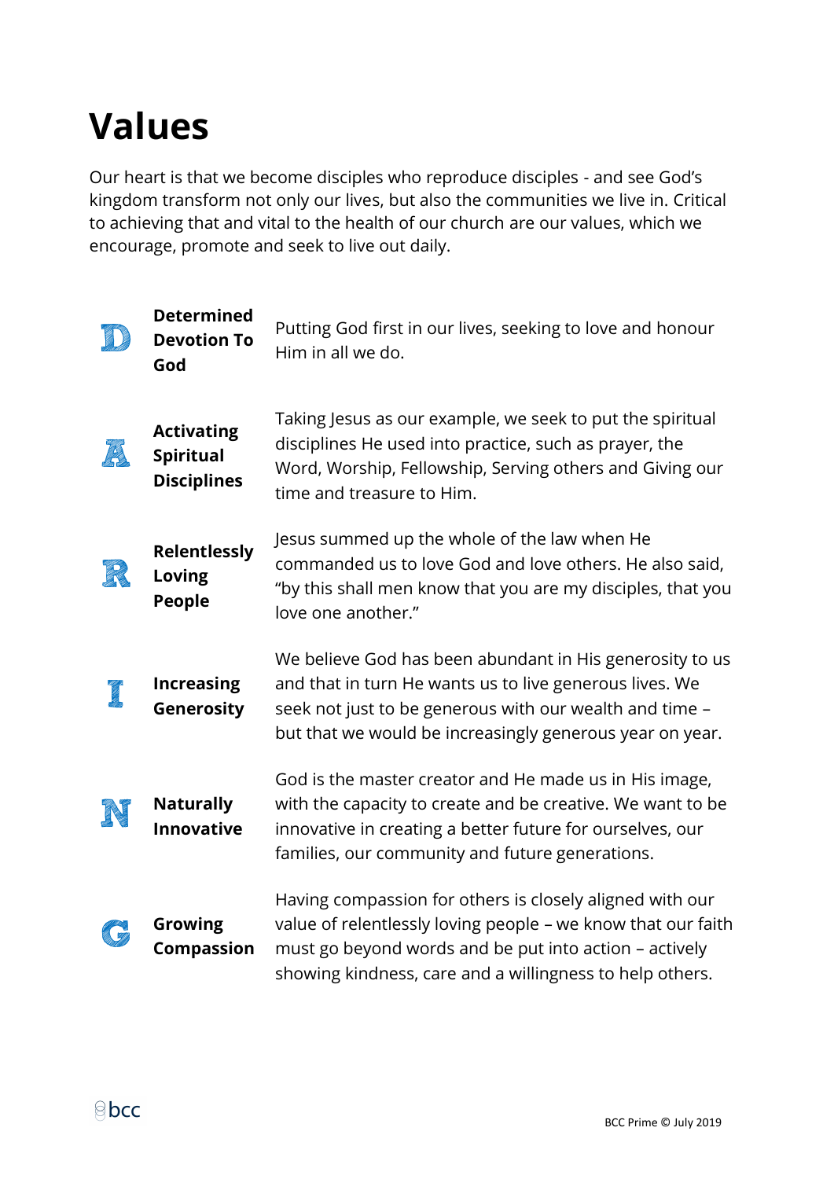# Values

Our heart is that we become disciples who reproduce disciples - and see God's kingdom transform not only our lives, but also the communities we live in. Critical to achieving that and vital to the health of our church are our values, which we encourage, promote and seek to live out daily.

| | | |
|---|---|---|
| D | **Determined Devotion To God** | Putting God first in our lives, seeking to love and honour Him in all we do. |
| A | **Activating Spiritual Disciplines** | Taking Jesus as our example, we seek to put the spiritual disciplines He used into practice, such as prayer, the Word, Worship, Fellowship, Serving others and Giving our time and treasure to Him. |
| R | **Relentlessly Loving People** | Jesus summed up the whole of the law when He commanded us to love God and love others. He also said, "by this shall men know that you are my disciples, that you love one another." |
| I | **Increasing Generosity** | We believe God has been abundant in His generosity to us and that in turn He wants us to live generous lives. We seek not just to be generous with our wealth and time – but that we would be increasingly generous year on year. |
| N | **Naturally Innovative** | God is the master creator and He made us in His image, with the capacity to create and be creative. We want to be innovative in creating a better future for ourselves, our families, our community and future generations. |
| G | **Growing Compassion** | Having compassion for others is closely aligned with our value of relentlessly loving people – we know that our faith must go beyond words and be put into action – actively showing kindness, care and a willingness to help others. |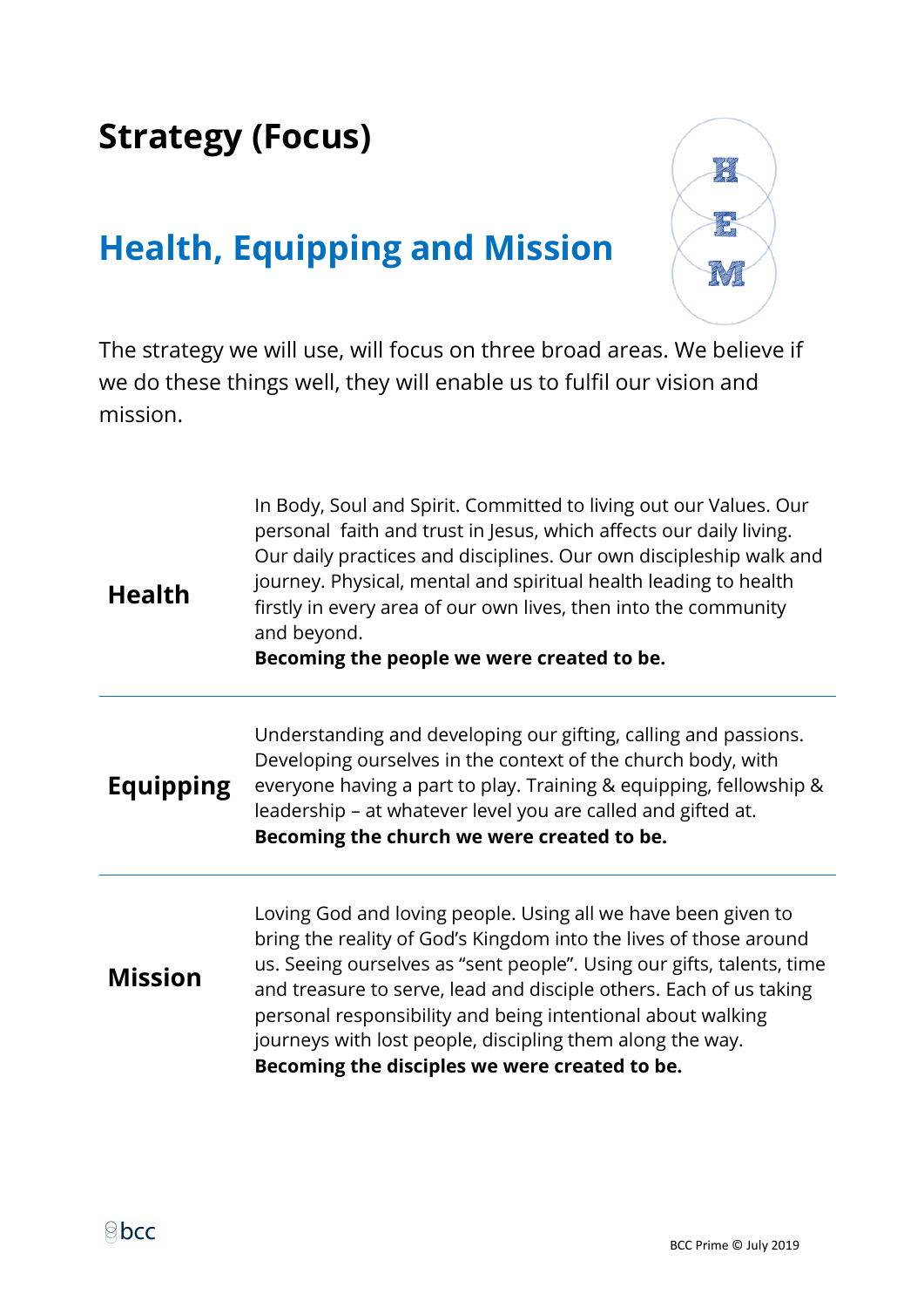# Strategy (Focus)

## Health, Equipping and Mission

The strategy we will use, will focus on three broad areas. We believe if we do these things well, they will enable us to fulfil our vision and mission.

| | |
|---|---|
| **Health** | In Body, Soul and Spirit. Committed to living out our Values. Our personal faith and trust in Jesus, which affects our daily living. Our daily practices and disciplines. Our own discipleship walk and journey. Physical, mental and spiritual health leading to health firstly in every area of our own lives, then into the community and beyond. **Becoming the people we were created to be.** |
| **Equipping** | Understanding and developing our gifting, calling and passions. Developing ourselves in the context of the church body, with everyone having a part to play. Training & equipping, fellowship & leadership – at whatever level you are called and gifted at. **Becoming the church we were created to be.** |
| **Mission** | Loving God and loving people. Using all we have been given to bring the reality of God's Kingdom into the lives of those around us. Seeing ourselves as "sent people". Using our gifts, talents, time and treasure to serve, lead and disciple others. Each of us taking personal responsibility and being intentional about walking journeys with lost people, discipling them along the way. **Becoming the disciples we were created to be.** |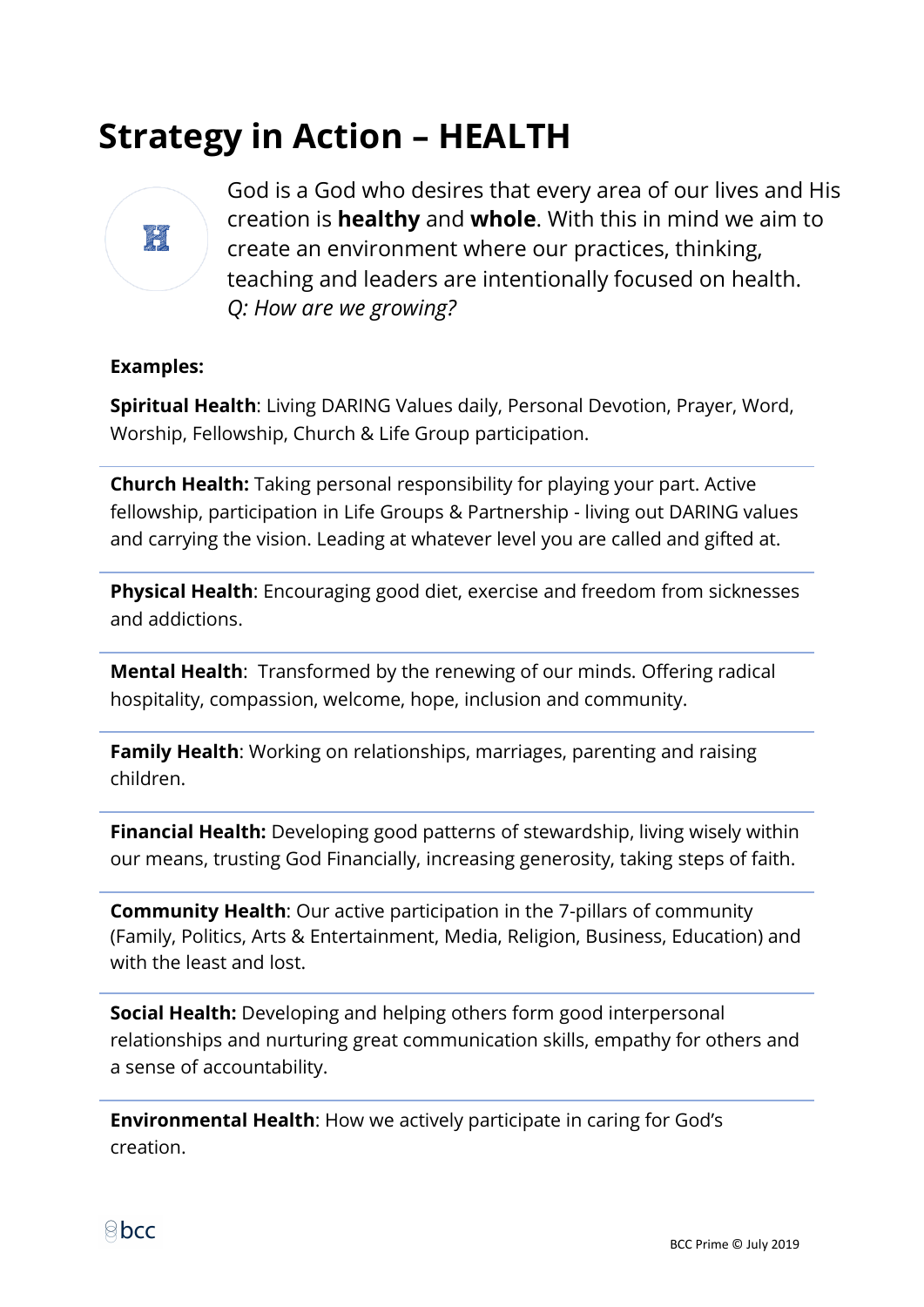# Strategy in Action – HEALTH

God is a God who desires that every area of our lives and His creation is **healthy** and **whole**. With this in mind we aim to create an environment where our practices, thinking, teaching and leaders are intentionally focused on health.
*Q: How are we growing?*

**Examples:**

**Spiritual Health**: Living DARING Values daily, Personal Devotion, Prayer, Word, Worship, Fellowship, Church & Life Group participation.

---

**Church Health:** Taking personal responsibility for playing your part. Active fellowship, participation in Life Groups & Partnership - living out DARING values and carrying the vision. Leading at whatever level you are called and gifted at.

---

**Physical Health**: Encouraging good diet, exercise and freedom from sicknesses and addictions.

---

**Mental Health**: Transformed by the renewing of our minds. Offering radical hospitality, compassion, welcome, hope, inclusion and community.

---

**Family Health**: Working on relationships, marriages, parenting and raising children.

---

**Financial Health:** Developing good patterns of stewardship, living wisely within our means, trusting God Financially, increasing generosity, taking steps of faith.

---

**Community Health**: Our active participation in the 7-pillars of community (Family, Politics, Arts & Entertainment, Media, Religion, Business, Education) and with the least and lost.

---

**Social Health:** Developing and helping others form good interpersonal relationships and nurturing great communication skills, empathy for others and a sense of accountability.

---

**Environmental Health**: How we actively participate in caring for God's creation.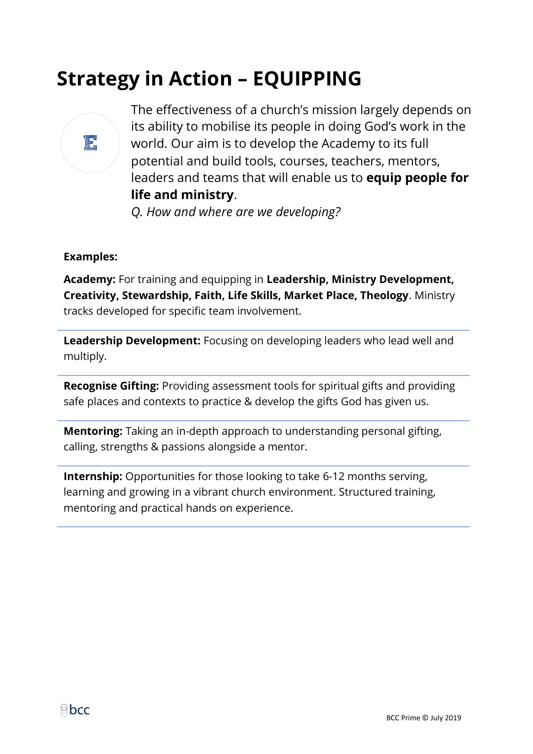# Strategy in Action – EQUIPPING

The effectiveness of a church's mission largely depends on its ability to mobilise its people in doing God's work in the world. Our aim is to develop the Academy to its full potential and build tools, courses, teachers, mentors, leaders and teams that will enable us to **equip people for life and ministry**.

*Q. How and where are we developing?*

**Examples:**

**Academy:** For training and equipping in **Leadership, Ministry Development, Creativity, Stewardship, Faith, Life Skills, Market Place, Theology**. Ministry tracks developed for specific team involvement.

---

**Leadership Development:** Focusing on developing leaders who lead well and multiply.

---

**Recognise Gifting:** Providing assessment tools for spiritual gifts and providing safe places and contexts to practice & develop the gifts God has given us.

---

**Mentoring:** Taking an in-depth approach to understanding personal gifting, calling, strengths & passions alongside a mentor.

---

**Internship:** Opportunities for those looking to take 6-12 months serving, learning and growing in a vibrant church environment. Structured training, mentoring and practical hands on experience.

---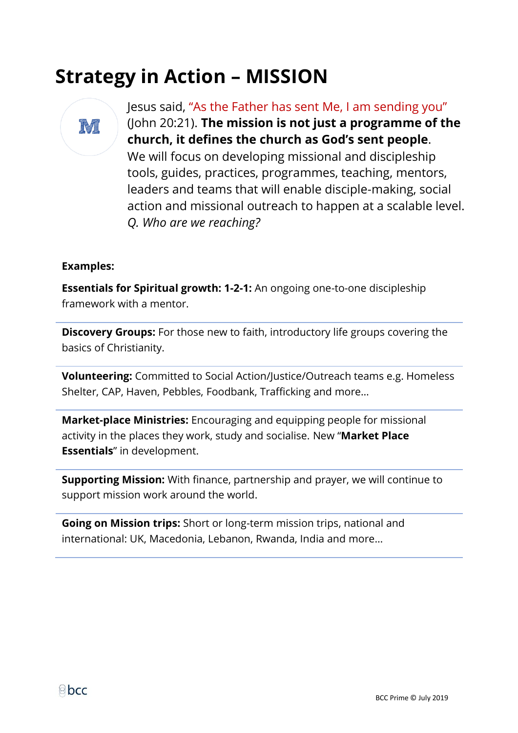# Strategy in Action – MISSION

Jesus said, "As the Father has sent Me, I am sending you" (John 20:21). **The mission is not just a programme of the church, it defines the church as God's sent people**. We will focus on developing missional and discipleship tools, guides, practices, programmes, teaching, mentors, leaders and teams that will enable disciple-making, social action and missional outreach to happen at a scalable level. *Q. Who are we reaching?*

**Examples:**

**Essentials for Spiritual growth: 1-2-1:** An ongoing one-to-one discipleship framework with a mentor.

**Discovery Groups:** For those new to faith, introductory life groups covering the basics of Christianity.

**Volunteering:** Committed to Social Action/Justice/Outreach teams e.g. Homeless Shelter, CAP, Haven, Pebbles, Foodbank, Trafficking and more…

**Market-place Ministries:** Encouraging and equipping people for missional activity in the places they work, study and socialise. New "**Market Place Essentials**" in development.

**Supporting Mission:** With finance, partnership and prayer, we will continue to support mission work around the world.

**Going on Mission trips:** Short or long-term mission trips, national and international: UK, Macedonia, Lebanon, Rwanda, India and more…